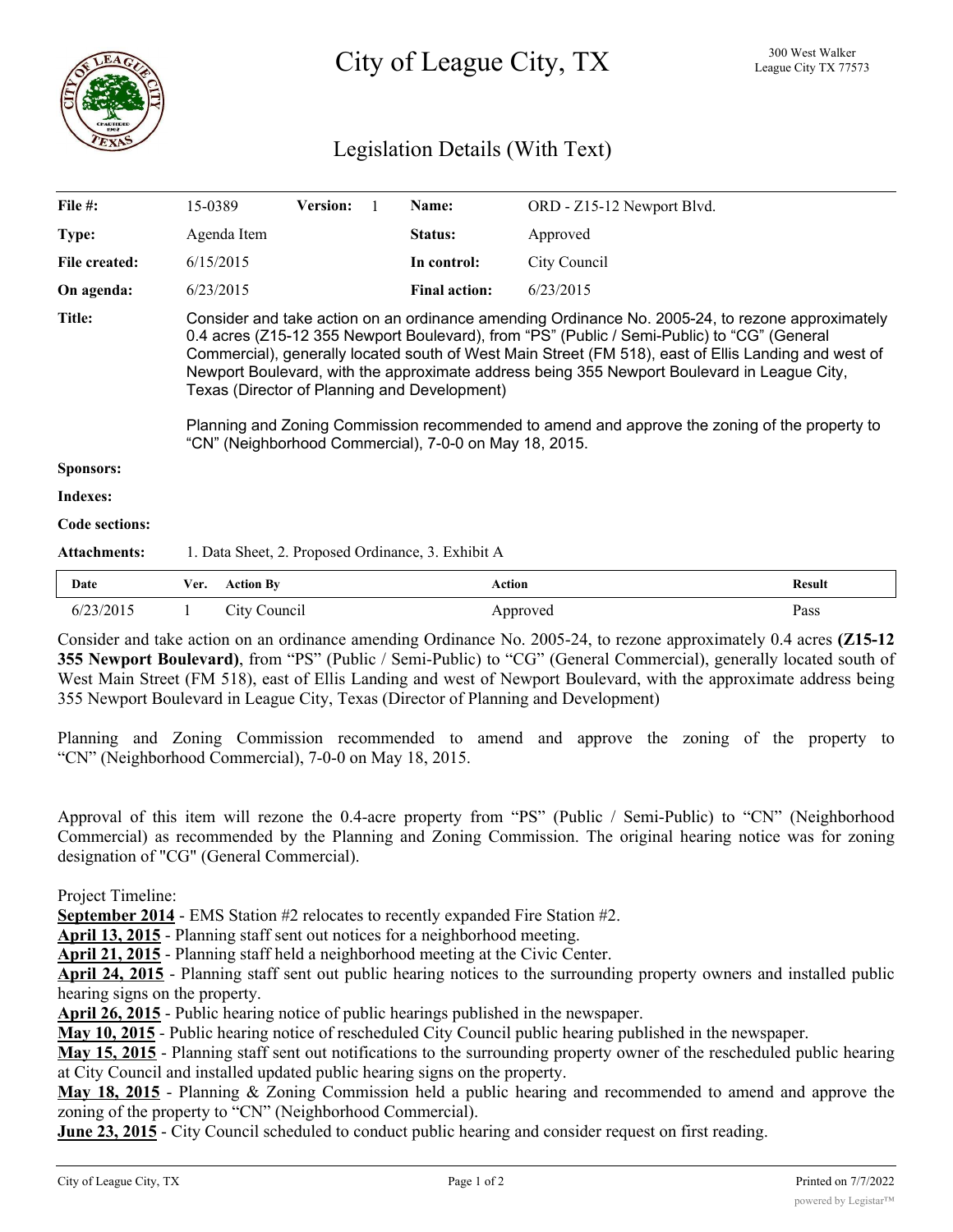# City of League City, TX

300 West Walker
League City TX 77573

## Legislation Details (With Text)

| | | | | | |
|---|---|---|---|---|---|
| **File #:** | 15-0389 | **Version:** 1 | | **Name:** | ORD - Z15-12 Newport Blvd. |
| **Type:** | Agenda Item | | | **Status:** | Approved |
| **File created:** | 6/15/2015 | | | **In control:** | City Council |
| **On agenda:** | 6/23/2015 | | | **Final action:** | 6/23/2015 |

**Title:** Consider and take action on an ordinance amending Ordinance No. 2005-24, to rezone approximately 0.4 acres (Z15-12 355 Newport Boulevard), from "PS" (Public / Semi-Public) to "CG" (General Commercial), generally located south of West Main Street (FM 518), east of Ellis Landing and west of Newport Boulevard, with the approximate address being 355 Newport Boulevard in League City, Texas (Director of Planning and Development)

Planning and Zoning Commission recommended to amend and approve the zoning of the property to "CN" (Neighborhood Commercial), 7-0-0 on May 18, 2015.

**Sponsors:**

**Indexes:**

**Code sections:**

**Attachments:** 1. Data Sheet, 2. Proposed Ordinance, 3. Exhibit A

| Date | Ver. | Action By | Action | Result |
|---|---|---|---|---|
| 6/23/2015 | 1 | City Council | Approved | Pass |

Consider and take action on an ordinance amending Ordinance No. 2005-24, to rezone approximately 0.4 acres **(Z15-12 355 Newport Boulevard)**, from "PS" (Public / Semi-Public) to "CG" (General Commercial), generally located south of West Main Street (FM 518), east of Ellis Landing and west of Newport Boulevard, with the approximate address being 355 Newport Boulevard in League City, Texas (Director of Planning and Development)

Planning and Zoning Commission recommended to amend and approve the zoning of the property to "CN" (Neighborhood Commercial), 7-0-0 on May 18, 2015.

Approval of this item will rezone the 0.4-acre property from "PS" (Public / Semi-Public) to "CN" (Neighborhood Commercial) as recommended by the Planning and Zoning Commission. The original hearing notice was for zoning designation of "CG" (General Commercial).

Project Timeline:

**September 2014** - EMS Station #2 relocates to recently expanded Fire Station #2.
**April 13, 2015** - Planning staff sent out notices for a neighborhood meeting.
**April 21, 2015** - Planning staff held a neighborhood meeting at the Civic Center.
**April 24, 2015** - Planning staff sent out public hearing notices to the surrounding property owners and installed public hearing signs on the property.
**April 26, 2015** - Public hearing notice of public hearings published in the newspaper.
**May 10, 2015** - Public hearing notice of rescheduled City Council public hearing published in the newspaper.
**May 15, 2015** - Planning staff sent out notifications to the surrounding property owner of the rescheduled public hearing at City Council and installed updated public hearing signs on the property.
**May 18, 2015** - Planning & Zoning Commission held a public hearing and recommended to amend and approve the zoning of the property to "CN" (Neighborhood Commercial).
**June 23, 2015** - City Council scheduled to conduct public hearing and consider request on first reading.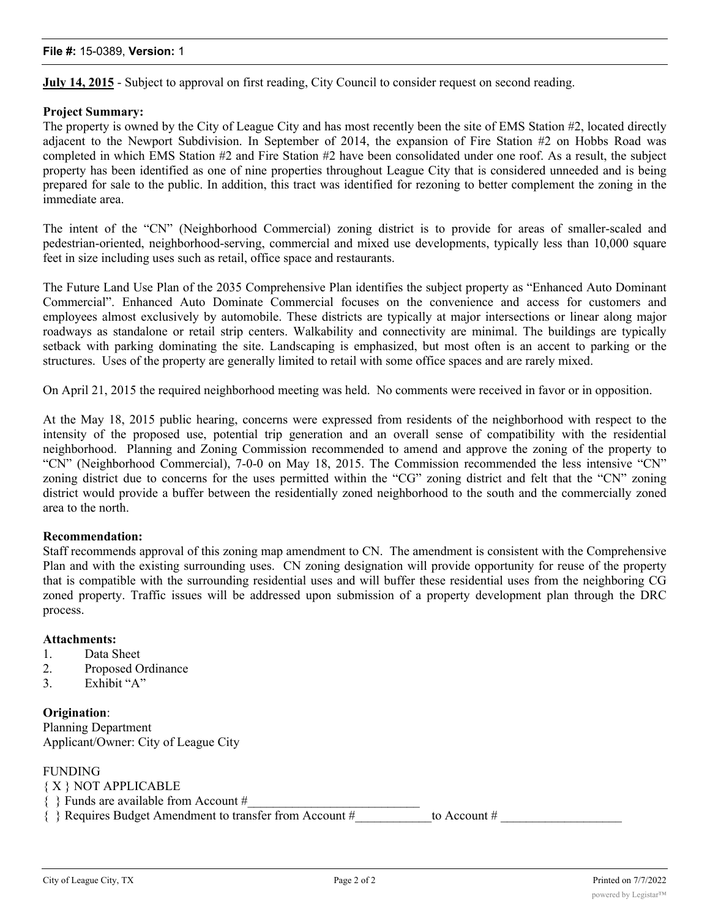**July 14, 2015** - Subject to approval on first reading, City Council to consider request on second reading.

**Project Summary:**

The property is owned by the City of League City and has most recently been the site of EMS Station #2, located directly adjacent to the Newport Subdivision. In September of 2014, the expansion of Fire Station #2 on Hobbs Road was completed in which EMS Station #2 and Fire Station #2 have been consolidated under one roof. As a result, the subject property has been identified as one of nine properties throughout League City that is considered unneeded and is being prepared for sale to the public. In addition, this tract was identified for rezoning to better complement the zoning in the immediate area.

The intent of the "CN" (Neighborhood Commercial) zoning district is to provide for areas of smaller-scaled and pedestrian-oriented, neighborhood-serving, commercial and mixed use developments, typically less than 10,000 square feet in size including uses such as retail, office space and restaurants.

The Future Land Use Plan of the 2035 Comprehensive Plan identifies the subject property as "Enhanced Auto Dominant Commercial". Enhanced Auto Dominate Commercial focuses on the convenience and access for customers and employees almost exclusively by automobile. These districts are typically at major intersections or linear along major roadways as standalone or retail strip centers. Walkability and connectivity are minimal. The buildings are typically setback with parking dominating the site. Landscaping is emphasized, but most often is an accent to parking or the structures. Uses of the property are generally limited to retail with some office spaces and are rarely mixed.

On April 21, 2015 the required neighborhood meeting was held. No comments were received in favor or in opposition.

At the May 18, 2015 public hearing, concerns were expressed from residents of the neighborhood with respect to the intensity of the proposed use, potential trip generation and an overall sense of compatibility with the residential neighborhood. Planning and Zoning Commission recommended to amend and approve the zoning of the property to "CN" (Neighborhood Commercial), 7-0-0 on May 18, 2015. The Commission recommended the less intensive "CN" zoning district due to concerns for the uses permitted within the "CG" zoning district and felt that the "CN" zoning district would provide a buffer between the residentially zoned neighborhood to the south and the commercially zoned area to the north.

**Recommendation:**

Staff recommends approval of this zoning map amendment to CN. The amendment is consistent with the Comprehensive Plan and with the existing surrounding uses. CN zoning designation will provide opportunity for reuse of the property that is compatible with the surrounding residential uses and will buffer these residential uses from the neighboring CG zoned property. Traffic issues will be addressed upon submission of a property development plan through the DRC process.

**Attachments:**

1. Data Sheet
2. Proposed Ordinance
3. Exhibit "A"

**Origination**:
Planning Department
Applicant/Owner: City of League City

FUNDING
{ X } NOT APPLICABLE
{ } Funds are available from Account #___________________________
{ } Requires Budget Amendment to transfer from Account #____________to Account # ___________________